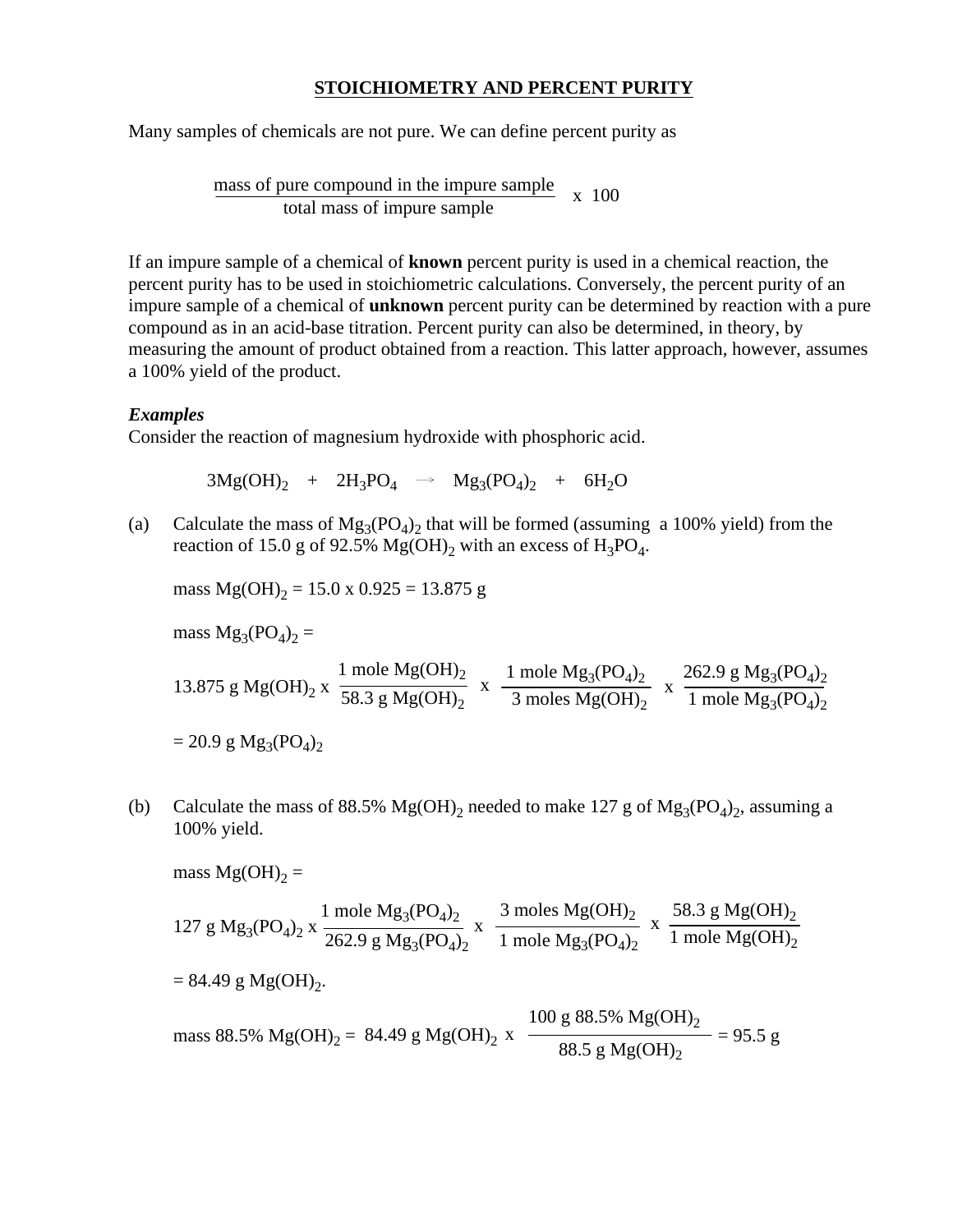# STOICHIOMETRY AND PERCENT PURITY

Many samples of chemicals are not pure. We can define percent purity as

$$\frac{\text{mass of pure compound in the impure sample}}{\text{total mass of impure sample}} \times 100$$

If an impure sample of a chemical of **known** percent purity is used in a chemical reaction, the percent purity has to be used in stoichiometric calculations. Conversely, the percent purity of an impure sample of a chemical of **unknown** percent purity can be determined by reaction with a pure compound as in an acid-base titration. Percent purity can also be determined, in theory, by measuring the amount of product obtained from a reaction. This latter approach, however, assumes a 100% yield of the product.

***Examples***

Consider the reaction of magnesium hydroxide with phosphoric acid.

$$3Mg(OH)_2 \quad + \quad 2H_3PO_4 \quad \rightarrow \quad Mg_3(PO_4)_2 \quad + \quad 6H_2O$$

(a) Calculate the mass of $Mg_3(PO_4)_2$ that will be formed (assuming a 100% yield) from the reaction of 15.0 g of 92.5% $Mg(OH)_2$ with an excess of $H_3PO_4$.

mass $Mg(OH)_2$ = 15.0 x 0.925 = 13.875 g

mass $Mg_3(PO_4)_2$ =

$$13.875 \text{ g } Mg(OH)_2 \times \frac{1 \text{ mole } Mg(OH)_2}{58.3 \text{ g } Mg(OH)_2} \times \frac{1 \text{ mole } Mg_3(PO_4)_2}{3 \text{ moles } Mg(OH)_2} \times \frac{262.9 \text{ g } Mg_3(PO_4)_2}{1 \text{ mole } Mg_3(PO_4)_2}$$

= 20.9 g $Mg_3(PO_4)_2$

(b) Calculate the mass of 88.5% $Mg(OH)_2$ needed to make 127 g of $Mg_3(PO_4)_2$, assuming a 100% yield.

mass $Mg(OH)_2$ =

$$127 \text{ g } Mg_3(PO_4)_2 \times \frac{1 \text{ mole } Mg_3(PO_4)_2}{262.9 \text{ g } Mg_3(PO_4)_2} \times \frac{3 \text{ moles } Mg(OH)_2}{1 \text{ mole } Mg_3(PO_4)_2} \times \frac{58.3 \text{ g } Mg(OH)_2}{1 \text{ mole } Mg(OH)_2}$$

= 84.49 g $Mg(OH)_2$.

$$\text{mass } 88.5\% \ Mg(OH)_2 = 84.49 \text{ g } Mg(OH)_2 \times \frac{100 \text{ g } 88.5\% \ Mg(OH)_2}{88.5 \text{ g } Mg(OH)_2} = 95.5 \text{ g}$$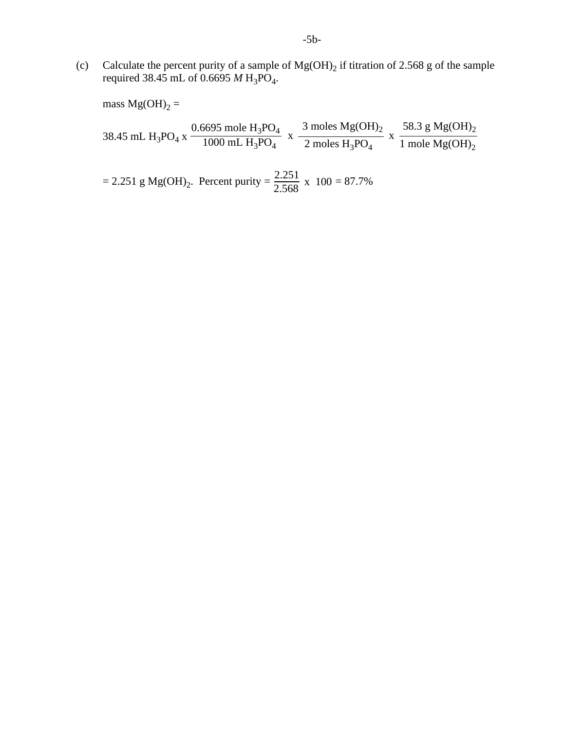(c) Calculate the percent purity of a sample of $Mg(OH)_2$ if titration of 2.568 g of the sample required 38.45 mL of 0.6695 *M* $H_3PO_4$.

mass $Mg(OH)_2$ =

$$38.45 \text{ mL } H_3PO_4 \times \frac{0.6695 \text{ mole } H_3PO_4}{1000 \text{ mL } H_3PO_4} \times \frac{3 \text{ moles } Mg(OH)_2}{2 \text{ moles } H_3PO_4} \times \frac{58.3 \text{ g } Mg(OH)_2}{1 \text{ mole } Mg(OH)_2}$$

= 2.251 g $Mg(OH)_2$. Percent purity = $\frac{2.251}{2.568} \times 100 = 87.7\%$